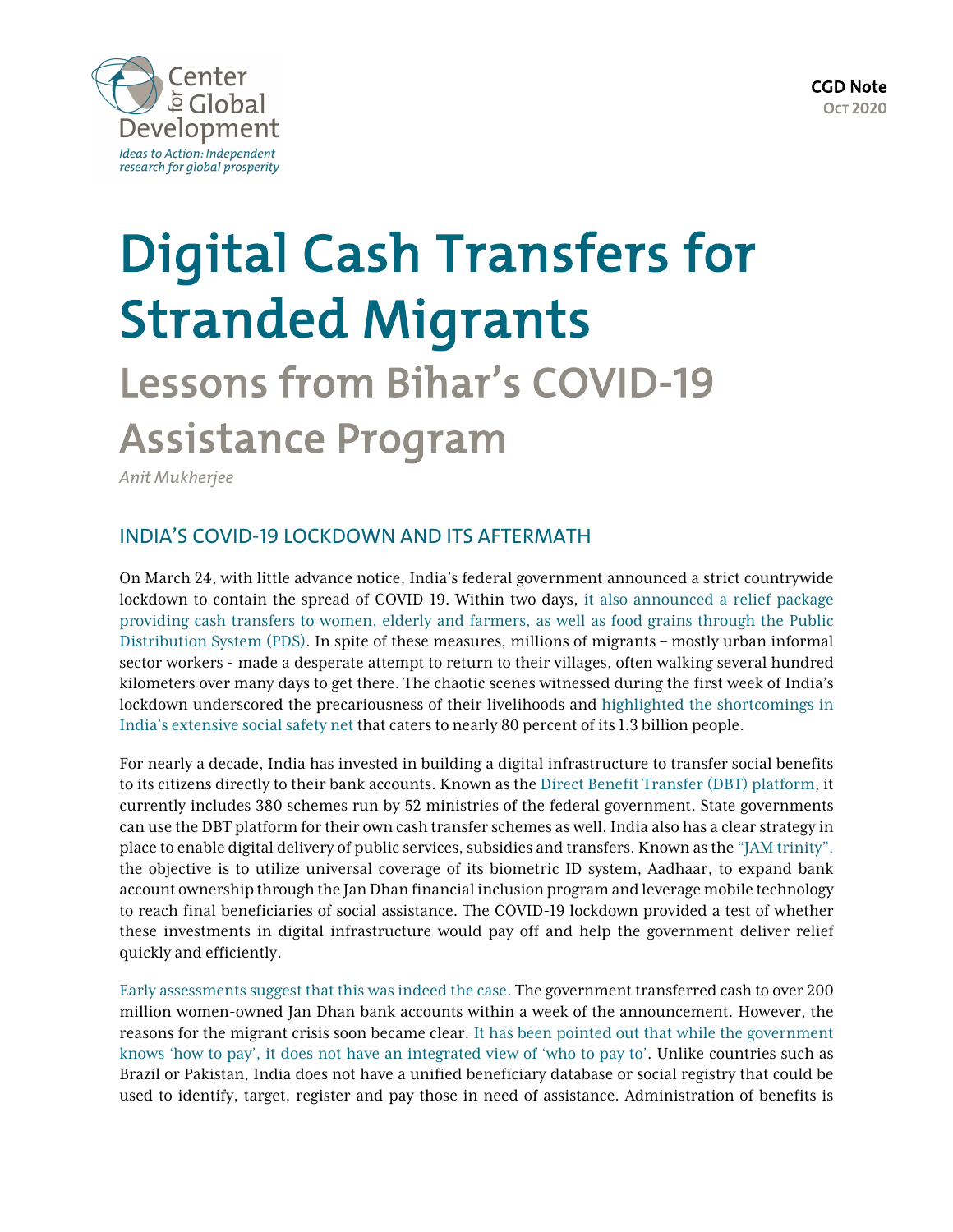Center for Global Development
*Ideas to Action: Independent research for global prosperity*

**CGD Note**
**Oct 2020**

# Digital Cash Transfers for Stranded Migrants

## Lessons from Bihar's COVID-19 Assistance Program

*Anit Mukherjee*

### INDIA'S COVID-19 LOCKDOWN AND ITS AFTERMATH

On March 24, with little advance notice, India's federal government announced a strict countrywide lockdown to contain the spread of COVID-19. Within two days, it also announced a relief package providing cash transfers to women, elderly and farmers, as well as food grains through the Public Distribution System (PDS). In spite of these measures, millions of migrants – mostly urban informal sector workers - made a desperate attempt to return to their villages, often walking several hundred kilometers over many days to get there. The chaotic scenes witnessed during the first week of India's lockdown underscored the precariousness of their livelihoods and highlighted the shortcomings in India's extensive social safety net that caters to nearly 80 percent of its 1.3 billion people.

For nearly a decade, India has invested in building a digital infrastructure to transfer social benefits to its citizens directly to their bank accounts. Known as the Direct Benefit Transfer (DBT) platform, it currently includes 380 schemes run by 52 ministries of the federal government. State governments can use the DBT platform for their own cash transfer schemes as well. India also has a clear strategy in place to enable digital delivery of public services, subsidies and transfers. Known as the "JAM trinity", the objective is to utilize universal coverage of its biometric ID system, Aadhaar, to expand bank account ownership through the Jan Dhan financial inclusion program and leverage mobile technology to reach final beneficiaries of social assistance. The COVID-19 lockdown provided a test of whether these investments in digital infrastructure would pay off and help the government deliver relief quickly and efficiently.

Early assessments suggest that this was indeed the case. The government transferred cash to over 200 million women-owned Jan Dhan bank accounts within a week of the announcement. However, the reasons for the migrant crisis soon became clear. It has been pointed out that while the government knows 'how to pay', it does not have an integrated view of 'who to pay to'. Unlike countries such as Brazil or Pakistan, India does not have a unified beneficiary database or social registry that could be used to identify, target, register and pay those in need of assistance. Administration of benefits is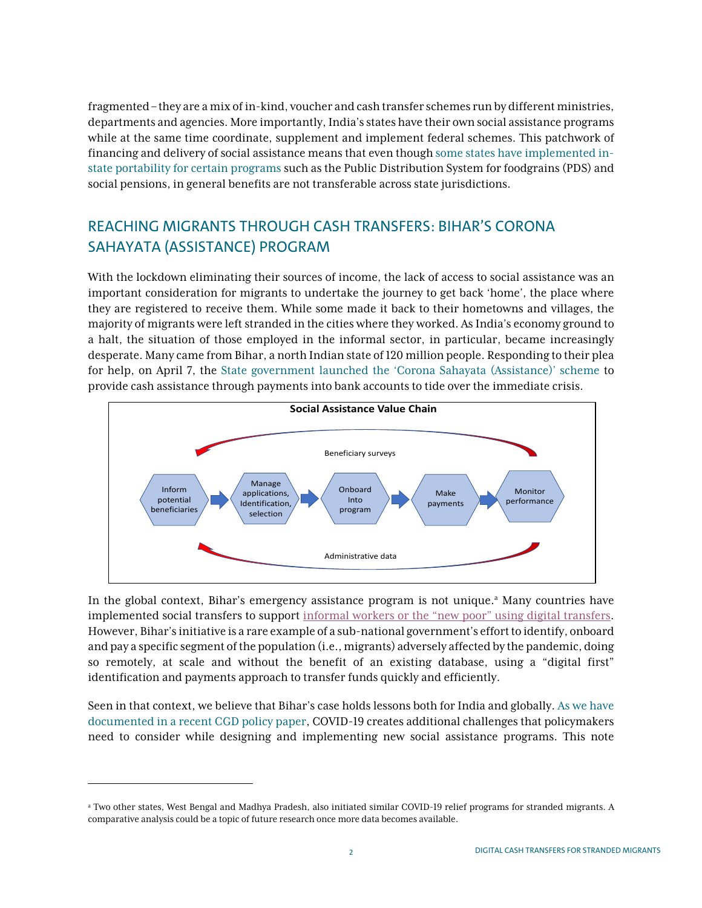fragmented – they are a mix of in-kind, voucher and cash transfer schemes run by different ministries, departments and agencies. More importantly, India's states have their own social assistance programs while at the same time coordinate, supplement and implement federal schemes. This patchwork of financing and delivery of social assistance means that even though some states have implemented in-state portability for certain programs such as the Public Distribution System for foodgrains (PDS) and social pensions, in general benefits are not transferable across state jurisdictions.

## REACHING MIGRANTS THROUGH CASH TRANSFERS: BIHAR'S CORONA SAHAYATA (ASSISTANCE) PROGRAM

With the lockdown eliminating their sources of income, the lack of access to social assistance was an important consideration for migrants to undertake the journey to get back 'home', the place where they are registered to receive them. While some made it back to their hometowns and villages, the majority of migrants were left stranded in the cities where they worked. As India's economy ground to a halt, the situation of those employed in the informal sector, in particular, became increasingly desperate. Many came from Bihar, a north Indian state of 120 million people. Responding to their plea for help, on April 7, the State government launched the 'Corona Sahayata (Assistance)' scheme to provide cash assistance through payments into bank accounts to tide over the immediate crisis.

**Social Assistance Value Chain**

Beneficiary surveys

Inform potential beneficiaries → Manage applications, Identification, selection → Onboard Into program → Make payments → Monitor performance

Administrative data

In the global context, Bihar's emergency assistance program is not unique.[a] Many countries have implemented social transfers to support informal workers or the "new poor" using digital transfers. However, Bihar's initiative is a rare example of a sub-national government's effort to identify, onboard and pay a specific segment of the population (i.e., migrants) adversely affected by the pandemic, doing so remotely, at scale and without the benefit of an existing database, using a "digital first" identification and payments approach to transfer funds quickly and efficiently.

Seen in that context, we believe that Bihar's case holds lessons both for India and globally. As we have documented in a recent CGD policy paper, COVID-19 creates additional challenges that policymakers need to consider while designing and implementing new social assistance programs. This note

[a] Two other states, West Bengal and Madhya Pradesh, also initiated similar COVID-19 relief programs for stranded migrants. A comparative analysis could be a topic of future research once more data becomes available.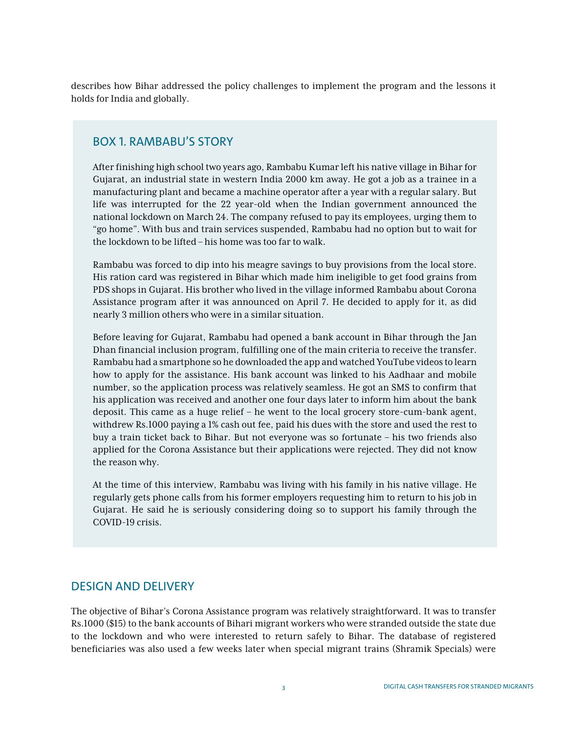describes how Bihar addressed the policy challenges to implement the program and the lessons it holds for India and globally.

## BOX 1. RAMBABU'S STORY

After finishing high school two years ago, Rambabu Kumar left his native village in Bihar for Gujarat, an industrial state in western India 2000 km away. He got a job as a trainee in a manufacturing plant and became a machine operator after a year with a regular salary. But life was interrupted for the 22 year-old when the Indian government announced the national lockdown on March 24. The company refused to pay its employees, urging them to "go home". With bus and train services suspended, Rambabu had no option but to wait for the lockdown to be lifted – his home was too far to walk.

Rambabu was forced to dip into his meagre savings to buy provisions from the local store. His ration card was registered in Bihar which made him ineligible to get food grains from PDS shops in Gujarat. His brother who lived in the village informed Rambabu about Corona Assistance program after it was announced on April 7. He decided to apply for it, as did nearly 3 million others who were in a similar situation.

Before leaving for Gujarat, Rambabu had opened a bank account in Bihar through the Jan Dhan financial inclusion program, fulfilling one of the main criteria to receive the transfer. Rambabu had a smartphone so he downloaded the app and watched YouTube videos to learn how to apply for the assistance. His bank account was linked to his Aadhaar and mobile number, so the application process was relatively seamless. He got an SMS to confirm that his application was received and another one four days later to inform him about the bank deposit. This came as a huge relief – he went to the local grocery store-cum-bank agent, withdrew Rs.1000 paying a 1% cash out fee, paid his dues with the store and used the rest to buy a train ticket back to Bihar. But not everyone was so fortunate – his two friends also applied for the Corona Assistance but their applications were rejected. They did not know the reason why.

At the time of this interview, Rambabu was living with his family in his native village. He regularly gets phone calls from his former employers requesting him to return to his job in Gujarat. He said he is seriously considering doing so to support his family through the COVID-19 crisis.

## DESIGN AND DELIVERY

The objective of Bihar's Corona Assistance program was relatively straightforward. It was to transfer Rs.1000 ($15) to the bank accounts of Bihari migrant workers who were stranded outside the state due to the lockdown and who were interested to return safely to Bihar. The database of registered beneficiaries was also used a few weeks later when special migrant trains (Shramik Specials) were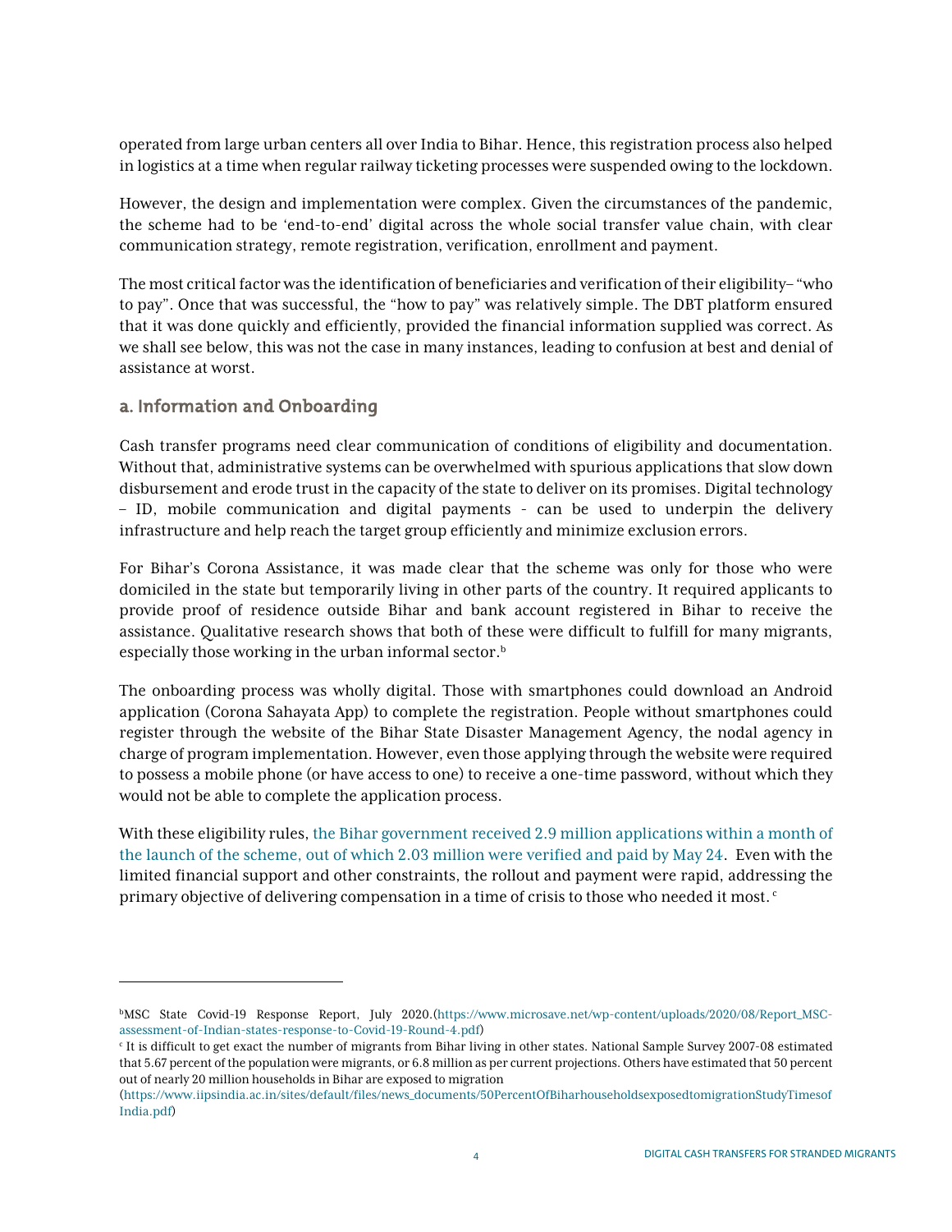operated from large urban centers all over India to Bihar. Hence, this registration process also helped in logistics at a time when regular railway ticketing processes were suspended owing to the lockdown.

However, the design and implementation were complex. Given the circumstances of the pandemic, the scheme had to be 'end-to-end' digital across the whole social transfer value chain, with clear communication strategy, remote registration, verification, enrollment and payment.

The most critical factor was the identification of beneficiaries and verification of their eligibility– "who to pay". Once that was successful, the "how to pay" was relatively simple. The DBT platform ensured that it was done quickly and efficiently, provided the financial information supplied was correct. As we shall see below, this was not the case in many instances, leading to confusion at best and denial of assistance at worst.

### a. Information and Onboarding

Cash transfer programs need clear communication of conditions of eligibility and documentation. Without that, administrative systems can be overwhelmed with spurious applications that slow down disbursement and erode trust in the capacity of the state to deliver on its promises. Digital technology – ID, mobile communication and digital payments - can be used to underpin the delivery infrastructure and help reach the target group efficiently and minimize exclusion errors.

For Bihar's Corona Assistance, it was made clear that the scheme was only for those who were domiciled in the state but temporarily living in other parts of the country. It required applicants to provide proof of residence outside Bihar and bank account registered in Bihar to receive the assistance. Qualitative research shows that both of these were difficult to fulfill for many migrants, especially those working in the urban informal sector.[b]

The onboarding process was wholly digital. Those with smartphones could download an Android application (Corona Sahayata App) to complete the registration. People without smartphones could register through the website of the Bihar State Disaster Management Agency, the nodal agency in charge of program implementation. However, even those applying through the website were required to possess a mobile phone (or have access to one) to receive a one-time password, without which they would not be able to complete the application process.

With these eligibility rules, the Bihar government received 2.9 million applications within a month of the launch of the scheme, out of which 2.03 million were verified and paid by May 24. Even with the limited financial support and other constraints, the rollout and payment were rapid, addressing the primary objective of delivering compensation in a time of crisis to those who needed it most.[c]

---

[b]MSC State Covid-19 Response Report, July 2020.(https://www.microsave.net/wp-content/uploads/2020/08/Report_MSC-assessment-of-Indian-states-response-to-Covid-19-Round-4.pdf)

[c] It is difficult to get exact the number of migrants from Bihar living in other states. National Sample Survey 2007-08 estimated that 5.67 percent of the population were migrants, or 6.8 million as per current projections. Others have estimated that 50 percent out of nearly 20 million households in Bihar are exposed to migration (https://www.iipsindia.ac.in/sites/default/files/news_documents/50PercentOfBiharhouseholdsexposedtomigrationStudyTimesofIndia.pdf)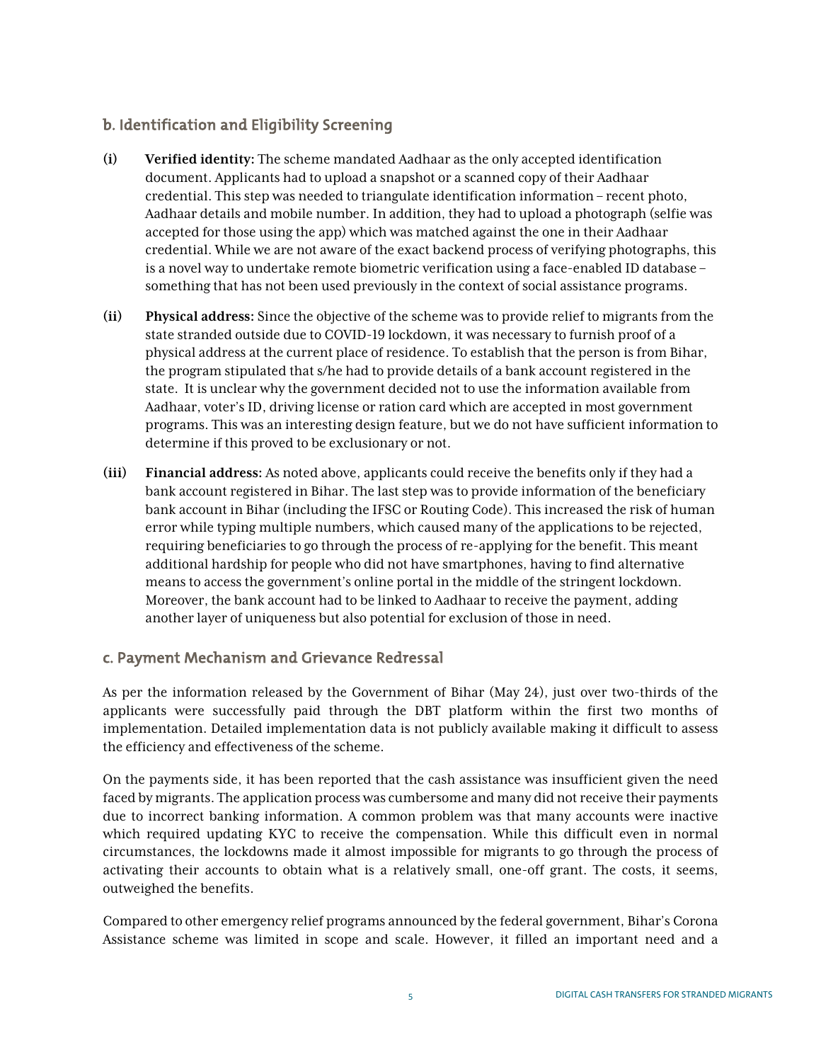### b. Identification and Eligibility Screening

**(i) Verified identity:** The scheme mandated Aadhaar as the only accepted identification document. Applicants had to upload a snapshot or a scanned copy of their Aadhaar credential. This step was needed to triangulate identification information – recent photo, Aadhaar details and mobile number. In addition, they had to upload a photograph (selfie was accepted for those using the app) which was matched against the one in their Aadhaar credential. While we are not aware of the exact backend process of verifying photographs, this is a novel way to undertake remote biometric verification using a face-enabled ID database – something that has not been used previously in the context of social assistance programs.

**(ii) Physical address:** Since the objective of the scheme was to provide relief to migrants from the state stranded outside due to COVID-19 lockdown, it was necessary to furnish proof of a physical address at the current place of residence. To establish that the person is from Bihar, the program stipulated that s/he had to provide details of a bank account registered in the state. It is unclear why the government decided not to use the information available from Aadhaar, voter's ID, driving license or ration card which are accepted in most government programs. This was an interesting design feature, but we do not have sufficient information to determine if this proved to be exclusionary or not.

**(iii) Financial address:** As noted above, applicants could receive the benefits only if they had a bank account registered in Bihar. The last step was to provide information of the beneficiary bank account in Bihar (including the IFSC or Routing Code). This increased the risk of human error while typing multiple numbers, which caused many of the applications to be rejected, requiring beneficiaries to go through the process of re-applying for the benefit. This meant additional hardship for people who did not have smartphones, having to find alternative means to access the government's online portal in the middle of the stringent lockdown. Moreover, the bank account had to be linked to Aadhaar to receive the payment, adding another layer of uniqueness but also potential for exclusion of those in need.

### c. Payment Mechanism and Grievance Redressal

As per the information released by the Government of Bihar (May 24), just over two-thirds of the applicants were successfully paid through the DBT platform within the first two months of implementation. Detailed implementation data is not publicly available making it difficult to assess the efficiency and effectiveness of the scheme.

On the payments side, it has been reported that the cash assistance was insufficient given the need faced by migrants. The application process was cumbersome and many did not receive their payments due to incorrect banking information. A common problem was that many accounts were inactive which required updating KYC to receive the compensation. While this difficult even in normal circumstances, the lockdowns made it almost impossible for migrants to go through the process of activating their accounts to obtain what is a relatively small, one-off grant. The costs, it seems, outweighed the benefits.

Compared to other emergency relief programs announced by the federal government, Bihar's Corona Assistance scheme was limited in scope and scale. However, it filled an important need and a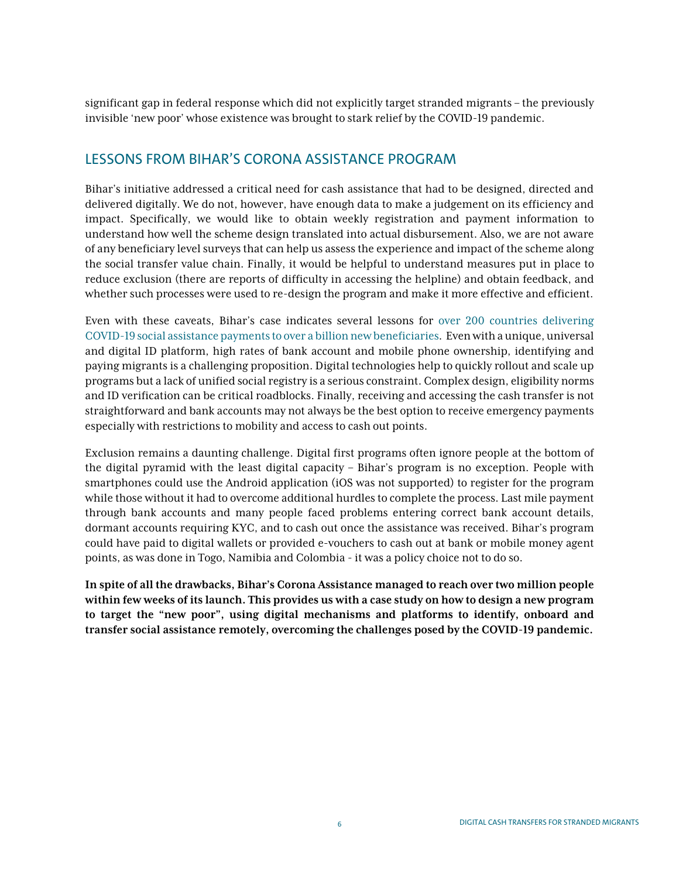significant gap in federal response which did not explicitly target stranded migrants – the previously invisible 'new poor' whose existence was brought to stark relief by the COVID-19 pandemic.

## LESSONS FROM BIHAR'S CORONA ASSISTANCE PROGRAM

Bihar's initiative addressed a critical need for cash assistance that had to be designed, directed and delivered digitally. We do not, however, have enough data to make a judgement on its efficiency and impact. Specifically, we would like to obtain weekly registration and payment information to understand how well the scheme design translated into actual disbursement. Also, we are not aware of any beneficiary level surveys that can help us assess the experience and impact of the scheme along the social transfer value chain. Finally, it would be helpful to understand measures put in place to reduce exclusion (there are reports of difficulty in accessing the helpline) and obtain feedback, and whether such processes were used to re-design the program and make it more effective and efficient.

Even with these caveats, Bihar's case indicates several lessons for over 200 countries delivering COVID-19 social assistance payments to over a billion new beneficiaries. Even with a unique, universal and digital ID platform, high rates of bank account and mobile phone ownership, identifying and paying migrants is a challenging proposition. Digital technologies help to quickly rollout and scale up programs but a lack of unified social registry is a serious constraint. Complex design, eligibility norms and ID verification can be critical roadblocks. Finally, receiving and accessing the cash transfer is not straightforward and bank accounts may not always be the best option to receive emergency payments especially with restrictions to mobility and access to cash out points.

Exclusion remains a daunting challenge. Digital first programs often ignore people at the bottom of the digital pyramid with the least digital capacity – Bihar's program is no exception. People with smartphones could use the Android application (iOS was not supported) to register for the program while those without it had to overcome additional hurdles to complete the process. Last mile payment through bank accounts and many people faced problems entering correct bank account details, dormant accounts requiring KYC, and to cash out once the assistance was received. Bihar's program could have paid to digital wallets or provided e-vouchers to cash out at bank or mobile money agent points, as was done in Togo, Namibia and Colombia - it was a policy choice not to do so.

**In spite of all the drawbacks, Bihar's Corona Assistance managed to reach over two million people within few weeks of its launch. This provides us with a case study on how to design a new program to target the "new poor", using digital mechanisms and platforms to identify, onboard and transfer social assistance remotely, overcoming the challenges posed by the COVID-19 pandemic.**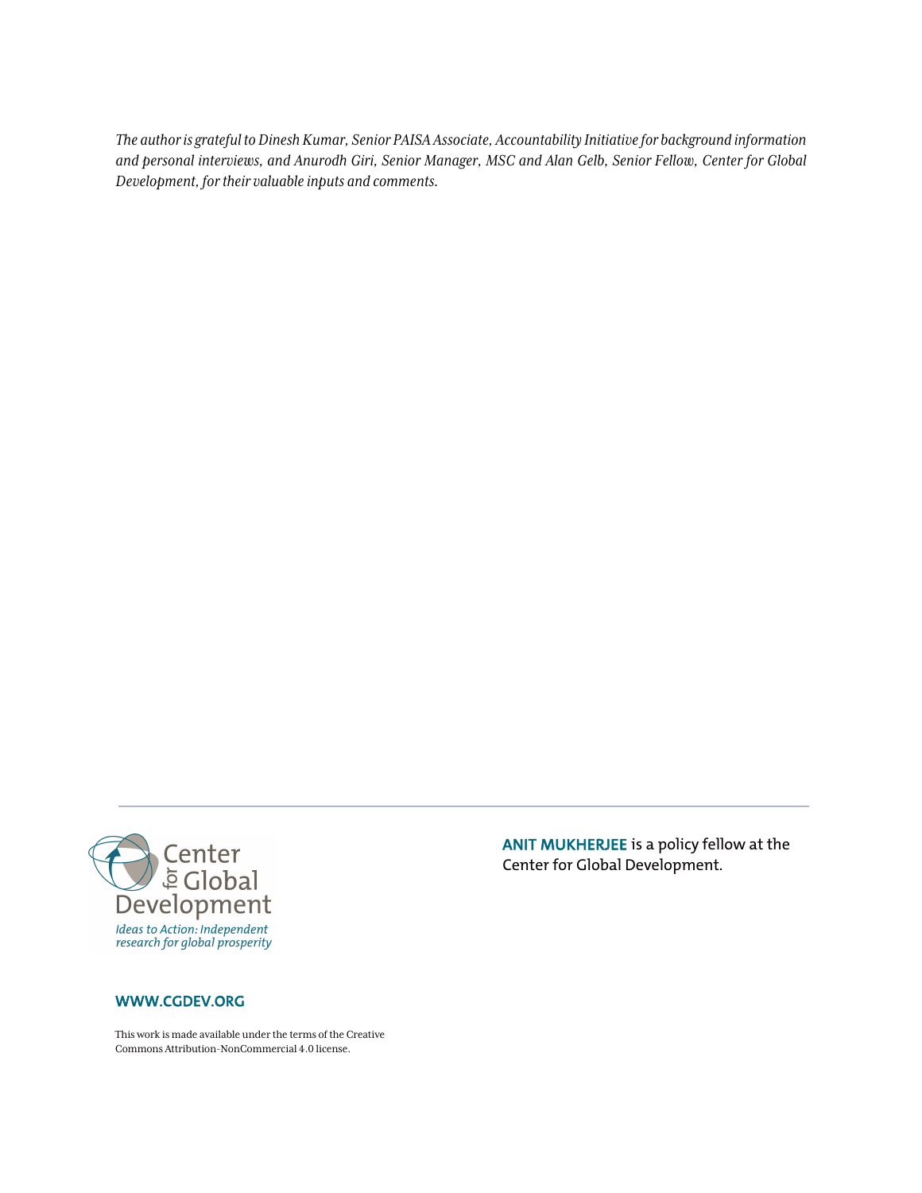*The author is grateful to Dinesh Kumar, Senior PAISA Associate, Accountability Initiative for background information and personal interviews, and Anurodh Giri, Senior Manager, MSC and Alan Gelb, Senior Fellow, Center for Global Development, for their valuable inputs and comments.*

Center for Global Development

*Ideas to Action: Independent research for global prosperity*

**WWW.CGDEV.ORG**

This work is made available under the terms of the Creative Commons Attribution-NonCommercial 4.0 license.

**ANIT MUKHERJEE** is a policy fellow at the Center for Global Development.